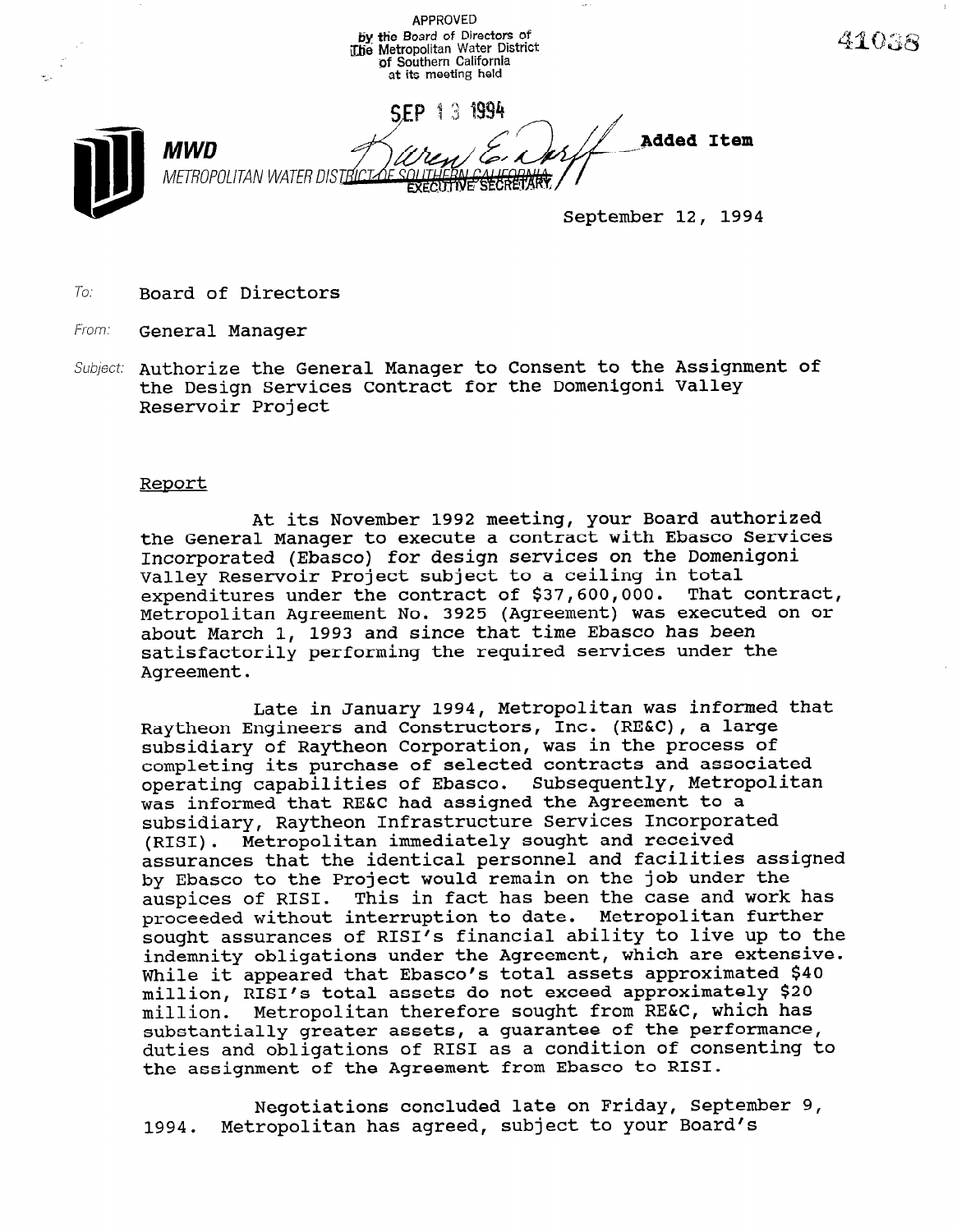APPROVED
by the Board of Directors of
The Metropolitan Water District
of Southern California
at its meeting held

SEP 13 1994

EXECUTIVE SECRETARY

41038

**MWD**
METROPOLITAN WATER DISTRICT OF SOUTHERN CALIFORNIA

**Added Item**

September 12, 1994

*To:* Board of Directors

*From:* General Manager

*Subject:* Authorize the General Manager to Consent to the Assignment of the Design Services Contract for the Domenigoni Valley Reservoir Project

## Report

At its November 1992 meeting, your Board authorized the General Manager to execute a contract with Ebasco Services Incorporated (Ebasco) for design services on the Domenigoni Valley Reservoir Project subject to a ceiling in total expenditures under the contract of $37,600,000. That contract, Metropolitan Agreement No. 3925 (Agreement) was executed on or about March 1, 1993 and since that time Ebasco has been satisfactorily performing the required services under the Agreement.

Late in January 1994, Metropolitan was informed that Raytheon Engineers and Constructors, Inc. (RE&C), a large subsidiary of Raytheon Corporation, was in the process of completing its purchase of selected contracts and associated operating capabilities of Ebasco. Subsequently, Metropolitan was informed that RE&C had assigned the Agreement to a subsidiary, Raytheon Infrastructure Services Incorporated (RISI). Metropolitan immediately sought and received assurances that the identical personnel and facilities assigned by Ebasco to the Project would remain on the job under the auspices of RISI. This in fact has been the case and work has proceeded without interruption to date. Metropolitan further sought assurances of RISI's financial ability to live up to the indemnity obligations under the Agreement, which are extensive. While it appeared that Ebasco's total assets approximated $40 million, RISI's total assets do not exceed approximately $20 million. Metropolitan therefore sought from RE&C, which has substantially greater assets, a guarantee of the performance, duties and obligations of RISI as a condition of consenting to the assignment of the Agreement from Ebasco to RISI.

Negotiations concluded late on Friday, September 9, 1994. Metropolitan has agreed, subject to your Board's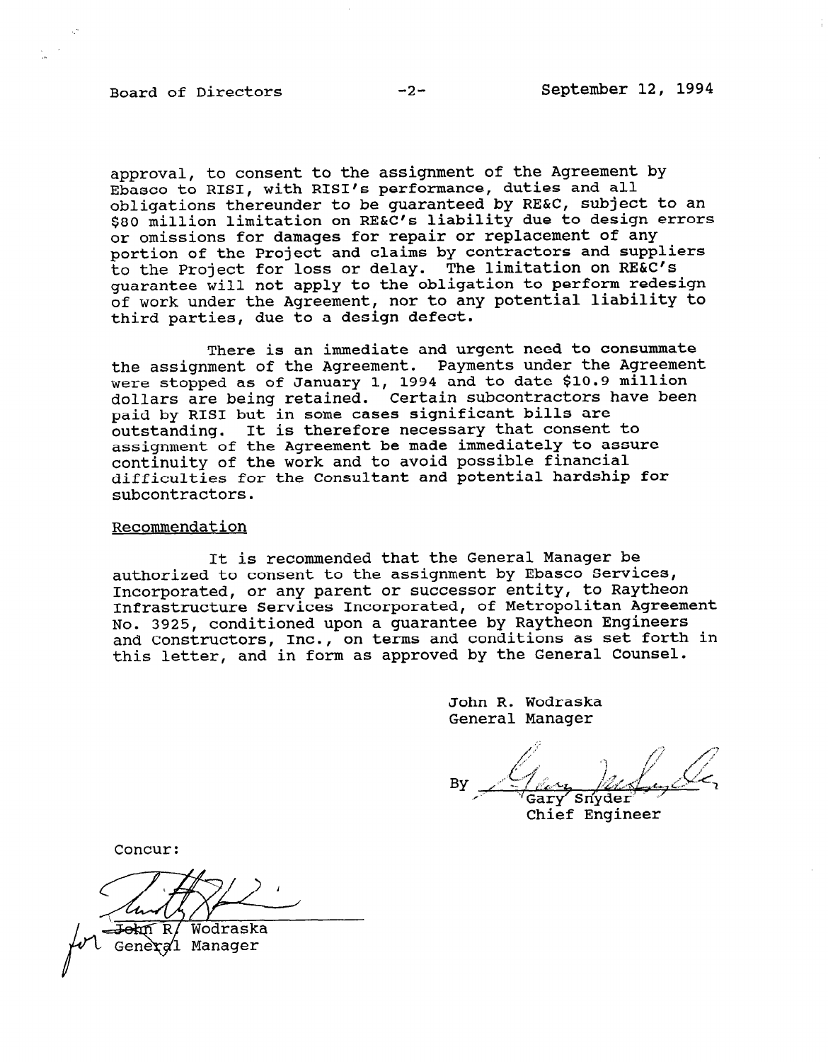approval, to consent to the assignment of the Agreement by Ebasco to RISI, with RISI's performance, duties and all obligations thereunder to be guaranteed by RE&C, subject to an $80 million limitation on RE&C's liability due to design errors or omissions for damages for repair or replacement of any portion of the Project and claims by contractors and suppliers to the Project for loss or delay. The limitation on RE&C's guarantee will not apply to the obligation to perform redesign of work under the Agreement, nor to any potential liability to third parties, due to a design defect.

There is an immediate and urgent need to consummate the assignment of the Agreement. Payments under the Agreement were stopped as of January 1, 1994 and to date $10.9 million dollars are being retained. Certain subcontractors have been paid by RISI but in some cases significant bills are outstanding. It is therefore necessary that consent to assignment of the Agreement be made immediately to assure continuity of the work and to avoid possible financial difficulties for the Consultant and potential hardship for subcontractors.

Recommendation

It is recommended that the General Manager be authorized to consent to the assignment by Ebasco Services, Incorporated, or any parent or successor entity, to Raytheon Infrastructure Services Incorporated, of Metropolitan Agreement No. 3925, conditioned upon a guarantee by Raytheon Engineers and Constructors, Inc., on terms and conditions as set forth in this letter, and in form as approved by the General Counsel.

John R. Wodraska
General Manager

By [signature]
Gary Snyder
Chief Engineer

Concur:

[signature]
for John R. Wodraska
General Manager